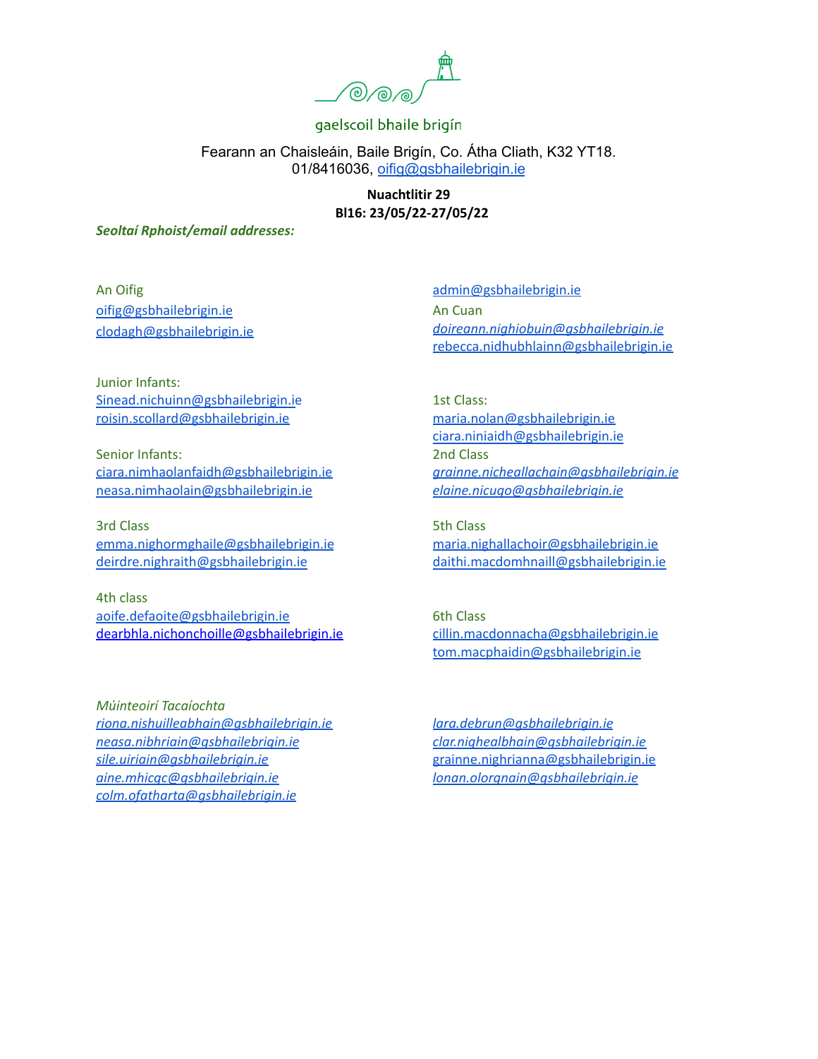gaelscoil bhaile brigín

Fearann an Chaisleáin, Baile Brigín, Co. Átha Cliath, K32 YT18.
01/8416036, oifig@gsbhailebrigin.ie

**Nuachtlitir 29**
**Bl16: 23/05/22-27/05/22**

***Seoltaí Rphoist/email addresses:***

An Oifig
oifig@gsbhailebrigin.ie
clodagh@gsbhailebrigin.ie
admin@gsbhailebrigin.ie

An Cuan
*doireann.nighiobuin@gsbhailebrigin.ie*
rebecca.nidhubhlainn@gsbhailebrigin.ie

Junior Infants:
Sinead.nichuinn@gsbhailebrigin.ie
roisin.scollard@gsbhailebrigin.ie

Senior Infants:
ciara.nimhaolanfaidh@gsbhailebrigin.ie
neasa.nimhaolain@gsbhailebrigin.ie

1st Class:
maria.nolan@gsbhailebrigin.ie
ciara.niniaidh@gsbhailebrigin.ie

2nd Class
*grainne.nicheallachain@gsbhailebrigin.ie*
*elaine.nicugo@gsbhailebrigin.ie*

3rd Class
emma.nighormghaile@gsbhailebrigin.ie
deirdre.nighraith@gsbhailebrigin.ie

4th class
aoife.defaoite@gsbhailebrigin.ie
dearbhla.nichonchoille@gsbhailebrigin.ie

5th Class
maria.nighallachoir@gsbhailebrigin.ie
daithi.macdomhnaill@gsbhailebrigin.ie

6th Class
cillin.macdonnacha@gsbhailebrigin.ie
tom.macphaidin@gsbhailebrigin.ie

*Múinteoirí Tacaíochta*
*riona.nishuilleabhain@gsbhailebrigin.ie*
*neasa.nibhriain@gsbhailebrigin.ie*
*sile.uiriain@gsbhailebrigin.ie*
*aine.mhicgc@gsbhailebrigin.ie*
*colm.ofatharta@gsbhailebrigin.ie*
*lara.debrun@gsbhailebrigin.ie*
*clar.nighealbhain@gsbhailebrigin.ie*
grainne.nighrianna@gsbhailebrigin.ie
*lonan.olorgnain@gsbhailebrigin.ie*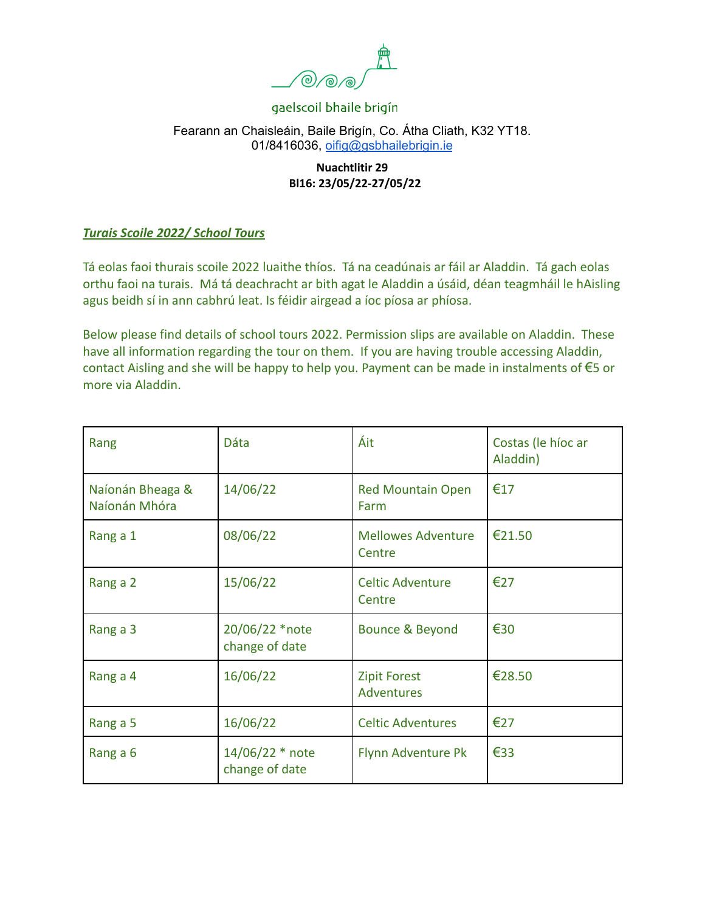gaelscoil bhaile brigín

Fearann an Chaisleáin, Baile Brigín, Co. Átha Cliath, K32 YT18.
01/8416036, oifig@gsbhailebrigin.ie

**Nuachtlitir 29**
**Bl16: 23/05/22-27/05/22**

## ***Turais Scoile 2022/ School Tours***

Tá eolas faoi thurais scoile 2022 luaithe thíos. Tá na ceadúnais ar fáil ar Aladdin. Tá gach eolas orthu faoi na turais. Má tá deachracht ar bith agat le Aladdin a úsáid, déan teagmháil le hAisling agus beidh sí in ann cabhrú leat. Is féidir airgead a íoc píosa ar phíosa.

Below please find details of school tours 2022. Permission slips are available on Aladdin. These have all information regarding the tour on them. If you are having trouble accessing Aladdin, contact Aisling and she will be happy to help you. Payment can be made in instalments of €5 or more via Aladdin.

| Rang | Dáta | Áit | Costas (le híoc ar Aladdin) |
|---|---|---|---|
| Naíonán Bheaga & Naíonán Mhóra | 14/06/22 | Red Mountain Open Farm | €17 |
| Rang a 1 | 08/06/22 | Mellowes Adventure Centre | €21.50 |
| Rang a 2 | 15/06/22 | Celtic Adventure Centre | €27 |
| Rang a 3 | 20/06/22 *note change of date | Bounce & Beyond | €30 |
| Rang a 4 | 16/06/22 | Zipit Forest Adventures | €28.50 |
| Rang a 5 | 16/06/22 | Celtic Adventures | €27 |
| Rang a 6 | 14/06/22 * note change of date | Flynn Adventure Pk | €33 |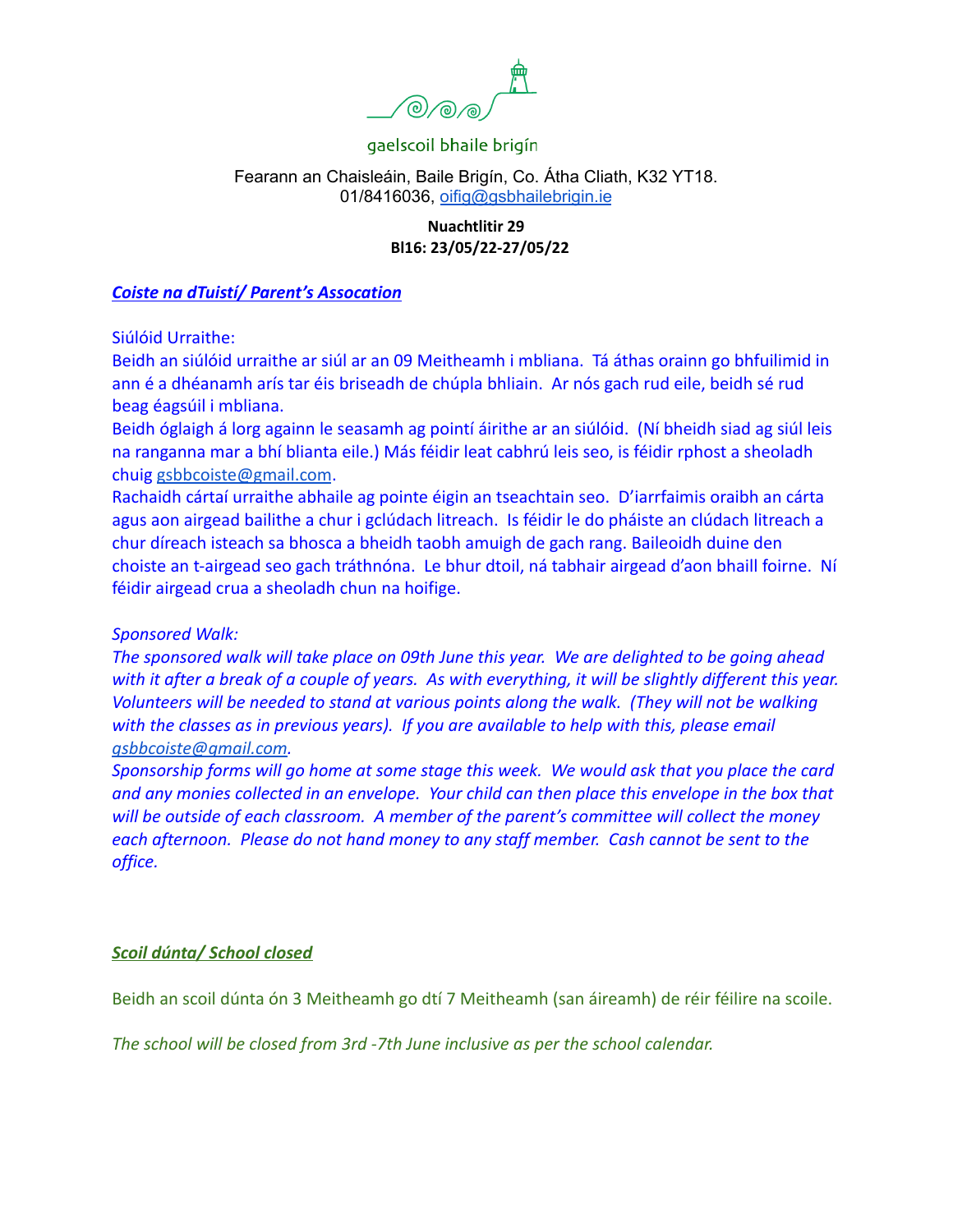gaelscoil bhaile brigín

Fearann an Chaisleáin, Baile Brigín, Co. Átha Cliath, K32 YT18.
01/8416036, oifig@gsbhailebrigin.ie

**Nuachtlitir 29**
**Bl16: 23/05/22-27/05/22**

## ***Coiste na dTuistí/ Parent's Assocation***

Siúlóid Urraithe:

Beidh an siúlóid urraithe ar siúl ar an 09 Meitheamh i mbliana. Tá áthas orainn go bhfuilimid in ann é a dhéanamh arís tar éis briseadh de chúpla bhliain. Ar nós gach rud eile, beidh sé rud beag éagsúil i mbliana.

Beidh óglaigh á lorg againn le seasamh ag pointí áirithe ar an siúlóid. (Ní bheidh siad ag siúl leis na ranganna mar a bhí blianta eile.) Más féidir leat cabhrú leis seo, is féidir rphost a sheoladh chuig gsbbcoiste@gmail.com.

Rachaidh cártaí urraithe abhaile ag pointe éigin an tseachtain seo. D'iarrfaimis oraibh an cárta agus aon airgead bailithe a chur i gclúdach litreach. Is féidir le do pháiste an clúdach litreach a chur díreach isteach sa bhosca a bheidh taobh amuigh de gach rang. Baileoidh duine den choiste an t-airgead seo gach tráthnóna. Le bhur dtoil, ná tabhair airgead d'aon bhaill foirne. Ní féidir airgead crua a sheoladh chun na hoifige.

*Sponsored Walk:*

*The sponsored walk will take place on 09th June this year. We are delighted to be going ahead with it after a break of a couple of years. As with everything, it will be slightly different this year. Volunteers will be needed to stand at various points along the walk. (They will not be walking with the classes as in previous years). If you are available to help with this, please email gsbbcoiste@gmail.com.*

*Sponsorship forms will go home at some stage this week. We would ask that you place the card and any monies collected in an envelope. Your child can then place this envelope in the box that will be outside of each classroom. A member of the parent's committee will collect the money each afternoon. Please do not hand money to any staff member. Cash cannot be sent to the office.*

## ***Scoil dúnta/ School closed***

Beidh an scoil dúnta ón 3 Meitheamh go dtí 7 Meitheamh (san áireamh) de réir féilire na scoile.

*The school will be closed from 3rd -7th June inclusive as per the school calendar.*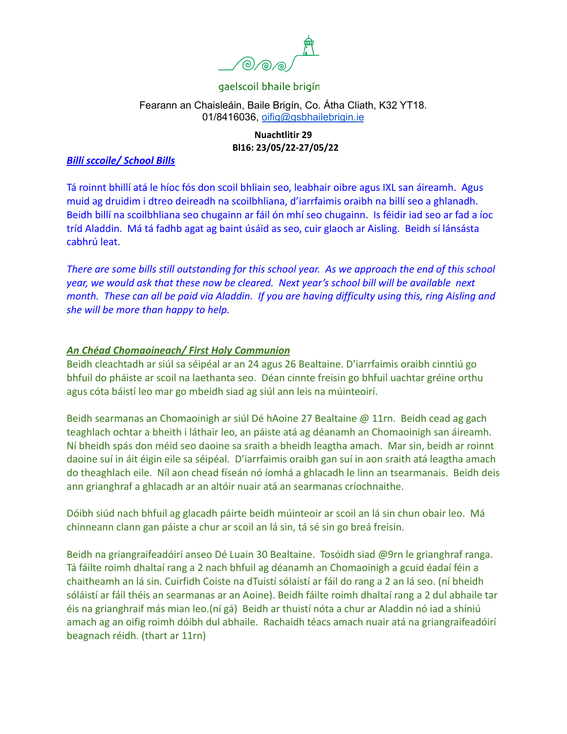gaelscoil bhaile brigín

Fearann an Chaisleáin, Baile Brigín, Co. Átha Cliath, K32 YT18.
01/8416036, oifig@gsbhailebrigin.ie

**Nuachtlitir 29**
**Bl16: 23/05/22-27/05/22**

***Billí sccoile/ School Bills***

Tá roinnt bhillí atá le híoc fós don scoil bhliain seo, leabhair oibre agus IXL san áireamh. Agus muid ag druidim i dtreo deireadh na scoilbhliana, d'iarrfaimis oraibh na billí seo a ghlanadh. Beidh billí na scoilbhliana seo chugainn ar fáil ón mhí seo chugainn. Is féidir iad seo ar fad a íoc tríd Aladdin. Má tá fadhb agat ag baint úsáid as seo, cuir glaoch ar Aisling. Beidh sí lánsásta cabhrú leat.

*There are some bills still outstanding for this school year. As we approach the end of this school year, we would ask that these now be cleared. Next year's school bill will be available next month. These can all be paid via Aladdin. If you are having difficulty using this, ring Aisling and she will be more than happy to help.*

***An Chéad Chomaoineach/ First Holy Communion***

Beidh cleachtadh ar siúl sa séipéal ar an 24 agus 26 Bealtaine. D'iarrfaimis oraibh cinntiú go bhfuil do pháiste ar scoil na laethanta seo. Déan cinnte freisin go bhfuil uachtar gréine orthu agus cóta báistí leo mar go mbeidh siad ag siúl ann leis na múinteoirí.

Beidh searmanas an Chomaoinigh ar siúl Dé hAoine 27 Bealtaine @ 11rn. Beidh cead ag gach teaghlach ochtar a bheith i láthair leo, an páiste atá ag déanamh an Chomaoinigh san áireamh. Ní bheidh spás don méid seo daoine sa sraith a bheidh leagtha amach. Mar sin, beidh ar roinnt daoine suí in áit éigin eile sa séipéal. D'iarrfaimis oraibh gan suí in aon sraith atá leagtha amach do theaghlach eile. Níl aon chead físeán nó íomhá a ghlacadh le linn an tsearmanais. Beidh deis ann grianghraf a ghlacadh ar an altóir nuair atá an searmanas críochnaithe.

Dóibh siúd nach bhfuil ag glacadh páirte beidh múinteoir ar scoil an lá sin chun obair leo. Má chinneann clann gan páiste a chur ar scoil an lá sin, tá sé sin go breá freisin.

Beidh na griangraifeadóirí anseo Dé Luain 30 Bealtaine. Tosóidh siad @9rn le grianghraf ranga. Tá fáilte roimh dhaltaí rang a 2 nach bhfuil ag déanamh an Chomaoinigh a gcuid éadaí féin a chaitheamh an lá sin. Cuirfidh Coiste na dTuistí sólaistí ar fáil do rang a 2 an lá seo. (ní bheidh sóláistí ar fáil théis an searmanas ar an Aoine). Beidh fáilte roimh dhaltaí rang a 2 dul abhaile tar éis na grianghraif más mian leo.(ní gá) Beidh ar thuistí nóta a chur ar Aladdin nó iad a shíniú amach ag an oifig roimh dóibh dul abhaile. Rachaidh téacs amach nuair atá na griangraifeadóirí beagnach réidh. (thart ar 11rn)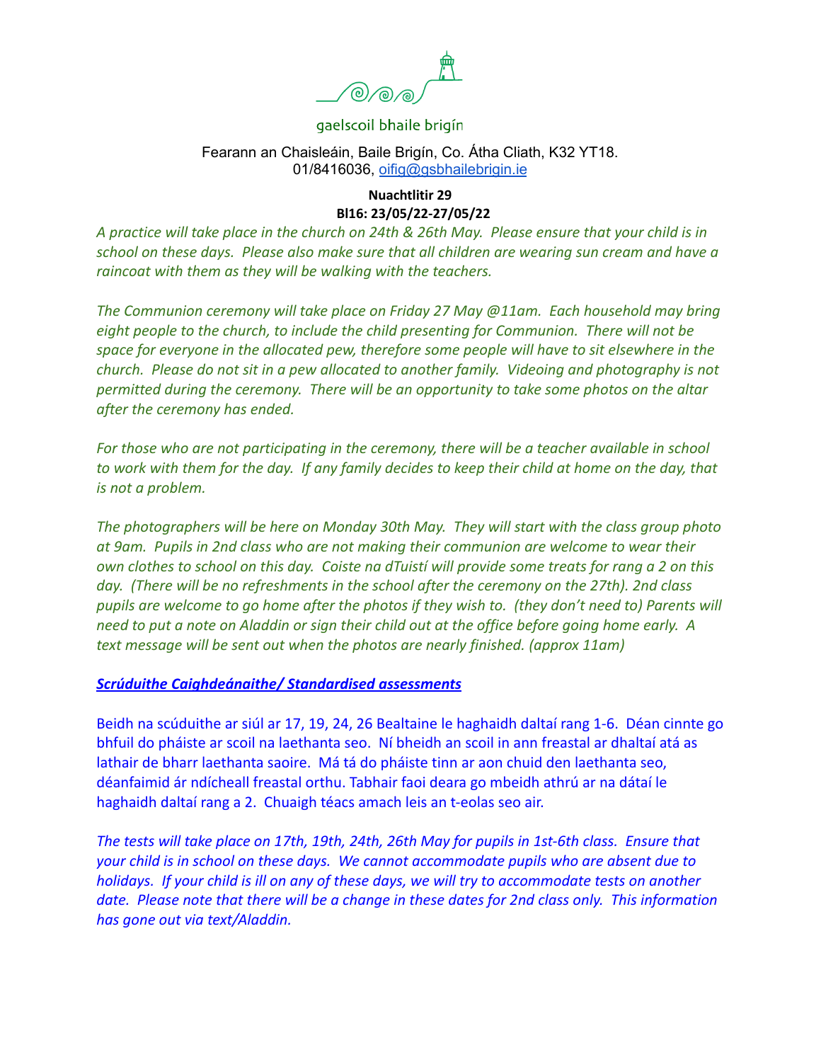gaelscoil bhaile brigín

Fearann an Chaisleáin, Baile Brigín, Co. Átha Cliath, K32 YT18.
01/8416036, oifig@gsbhailebrigin.ie

**Nuachtlitir 29**
**Bl16: 23/05/22-27/05/22**

*A practice will take place in the church on 24th & 26th May. Please ensure that your child is in school on these days. Please also make sure that all children are wearing sun cream and have a raincoat with them as they will be walking with the teachers.*

*The Communion ceremony will take place on Friday 27 May @11am. Each household may bring eight people to the church, to include the child presenting for Communion. There will not be space for everyone in the allocated pew, therefore some people will have to sit elsewhere in the church. Please do not sit in a pew allocated to another family. Videoing and photography is not permitted during the ceremony. There will be an opportunity to take some photos on the altar after the ceremony has ended.*

*For those who are not participating in the ceremony, there will be a teacher available in school to work with them for the day. If any family decides to keep their child at home on the day, that is not a problem.*

*The photographers will be here on Monday 30th May. They will start with the class group photo at 9am. Pupils in 2nd class who are not making their communion are welcome to wear their own clothes to school on this day. Coiste na dTuistí will provide some treats for rang a 2 on this day. (There will be no refreshments in the school after the ceremony on the 27th). 2nd class pupils are welcome to go home after the photos if they wish to. (they don't need to) Parents will need to put a note on Aladdin or sign their child out at the office before going home early. A text message will be sent out when the photos are nearly finished. (approx 11am)*

***Scrúduithe Caighdeánaithe/ Standardised assessments***

Beidh na scúduithe ar siúl ar 17, 19, 24, 26 Bealtaine le haghaidh daltaí rang 1-6. Déan cinnte go bhfuil do pháiste ar scoil na laethanta seo. Ní bheidh an scoil in ann freastal ar dhaltaí atá as lathair de bharr laethanta saoire. Má tá do pháiste tinn ar aon chuid den laethanta seo, déanfaimid ár ndícheall freastal orthu. Tabhair faoi deara go mbeidh athrú ar na dátaí le haghaidh daltaí rang a 2. Chuaigh téacs amach leis an t-eolas seo air.

*The tests will take place on 17th, 19th, 24th, 26th May for pupils in 1st-6th class. Ensure that your child is in school on these days. We cannot accommodate pupils who are absent due to holidays. If your child is ill on any of these days, we will try to accommodate tests on another date. Please note that there will be a change in these dates for 2nd class only. This information has gone out via text/Aladdin.*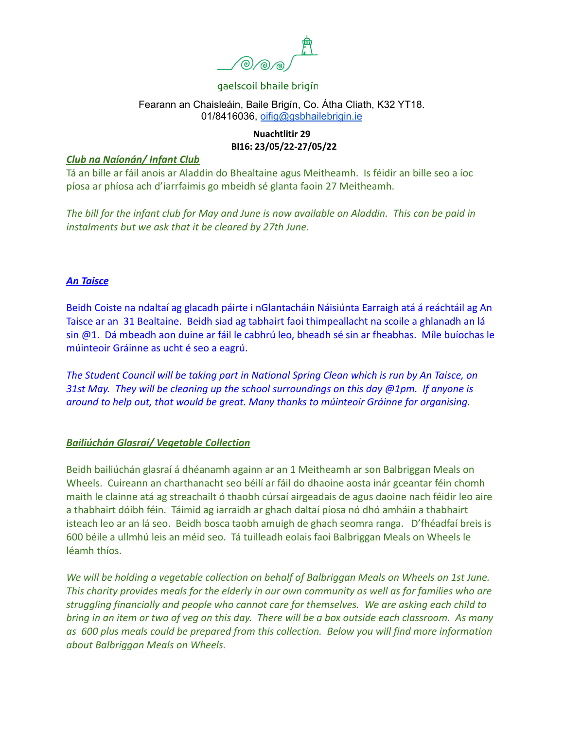gaelscoil bhaile brigín

Fearann an Chaisleáin, Baile Brigín, Co. Átha Cliath, K32 YT18.
01/8416036, oifig@gsbhailebrigin.ie

**Nuachtlitir 29**
**Bl16: 23/05/22-27/05/22**

***Club na Naíonán/ Infant Club***

Tá an bille ar fáil anois ar Aladdin do Bhealtaine agus Meitheamh. Is féidir an bille seo a íoc píosa ar phíosa ach d'iarrfaimis go mbeidh sé glanta faoin 27 Meitheamh.

*The bill for the infant club for May and June is now available on Aladdin. This can be paid in instalments but we ask that it be cleared by 27th June.*

***An Taisce***

Beidh Coiste na ndaltaí ag glacadh páirte i nGlantacháin Náisiúnta Earraigh atá á reáchtáil ag An Taisce ar an 31 Bealtaine. Beidh siad ag tabhairt faoi thimpeallacht na scoile a ghlanadh an lá sin @1. Dá mbeadh aon duine ar fáil le cabhrú leo, bheadh sé sin ar fheabhas. Míle buíochas le múinteoir Gráinne as ucht é seo a eagrú.

*The Student Council will be taking part in National Spring Clean which is run by An Taisce, on 31st May. They will be cleaning up the school surroundings on this day @1pm. If anyone is around to help out, that would be great. Many thanks to múinteoir Gráinne for organising.*

***Bailiúchán Glasraí/ Vegetable Collection***

Beidh bailiúchán glasraí á dhéanamh againn ar an 1 Meitheamh ar son Balbriggan Meals on Wheels. Cuireann an charthanacht seo béilí ar fáil do dhaoine aosta inár gceantar féin chomh maith le clainne atá ag streachailt ó thaobh cúrsaí airgeadais de agus daoine nach féidir leo aire a thabhairt dóibh féin. Táimid ag iarraidh ar ghach daltaí píosa nó dhó amháin a thabhairt isteach leo ar an lá seo. Beidh bosca taobh amuigh de ghach seomra ranga. D'fhéadfaí breis is 600 béile a ullmhú leis an méid seo. Tá tuilleadh eolais faoi Balbriggan Meals on Wheels le léamh thíos.

*We will be holding a vegetable collection on behalf of Balbriggan Meals on Wheels on 1st June. This charity provides meals for the elderly in our own community as well as for families who are struggling financially and people who cannot care for themselves. We are asking each child to bring in an item or two of veg on this day. There will be a box outside each classroom. As many as 600 plus meals could be prepared from this collection. Below you will find more information about Balbriggan Meals on Wheels.*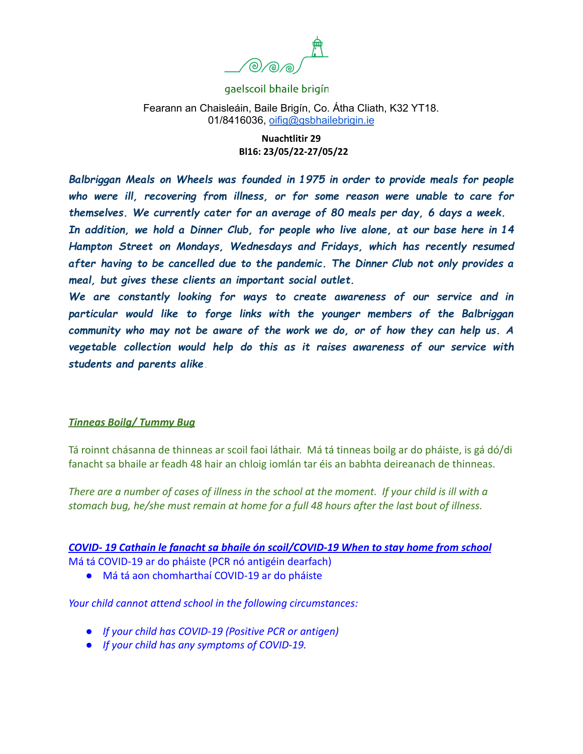gaelscoil bhaile brigín

Fearann an Chaisleáin, Baile Brigín, Co. Átha Cliath, K32 YT18.
01/8416036, oifig@gsbhailebrigin.ie

**Nuachtlitir 29**
**Bl16: 23/05/22-27/05/22**

***Balbriggan Meals on Wheels was founded in 1975 in order to provide meals for people who were ill, recovering from illness, or for some reason were unable to care for themselves. We currently cater for an average of 80 meals per day, 6 days a week.***
***In addition, we hold a Dinner Club, for people who live alone, at our base here in 14 Hampton Street on Mondays, Wednesdays and Fridays, which has recently resumed after having to be cancelled due to the pandemic. The Dinner Club not only provides a meal, but gives these clients an important social outlet.***
***We are constantly looking for ways to create awareness of our service and in particular would like to forge links with the younger members of the Balbriggan community who may not be aware of the work we do, or of how they can help us. A vegetable collection would help do this as it raises awareness of our service with students and parents alike.***

***Tinneas Boilg/ Tummy Bug***

Tá roinnt chásanna de thinneas ar scoil faoi láthair. Má tá tinneas boilg ar do pháiste, is gá dó/di fanacht sa bhaile ar feadh 48 hair an chloig iomlán tar éis an babhta deireanach de thinneas.

*There are a number of cases of illness in the school at the moment. If your child is ill with a stomach bug, he/she must remain at home for a full 48 hours after the last bout of illness.*

***COVID- 19 Cathain le fanacht sa bhaile ón scoil/COVID-19 When to stay home from school***

Má tá COVID-19 ar do pháiste (PCR nó antigéin dearfach)

- Má tá aon chomharthaí COVID-19 ar do pháiste

*Your child cannot attend school in the following circumstances:*

- *If your child has COVID-19 (Positive PCR or antigen)*
- *If your child has any symptoms of COVID-19.*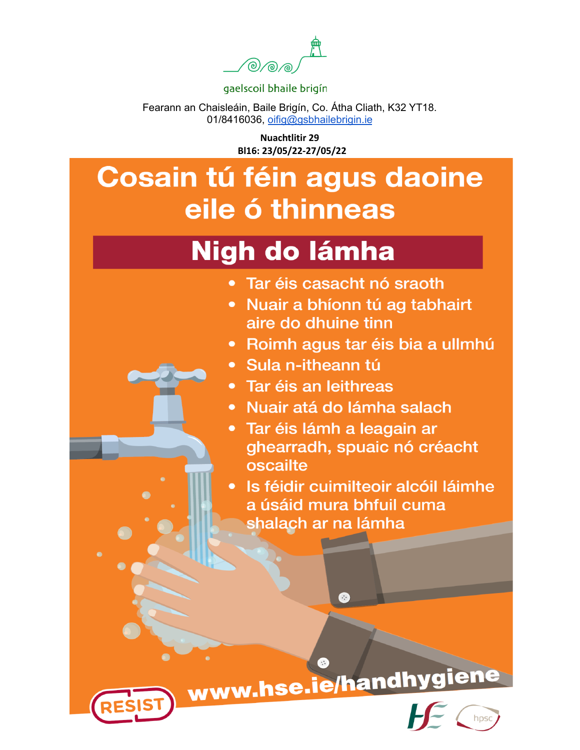gaelscoil bhaile brigín

Fearann an Chaisleáin, Baile Brigín, Co. Átha Cliath, K32 YT18.
01/8416036, oifig@gsbhailebrigin.ie

**Nuachtlitir 29**
**Bl16: 23/05/22-27/05/22**

# Cosain tú féin agus daoine eile ó thinneas

## Nigh do lámha

- Tar éis casacht nó sraoth
- Nuair a bhíonn tú ag tabhairt aire do dhuine tinn
- Roimh agus tar éis bia a ullmhú
- Sula n-itheann tú
- Tar éis an leithreas
- Nuair atá do lámha salach
- Tar éis lámh a leagain ar ghearradh, spuaic nó créacht oscailte
- Is féidir cuimilteoir alcóil láimhe a úsáid mura bhfuil cuma shalach ar na lámha

RESIST

www.hse.ie/handhygiene

hpsc